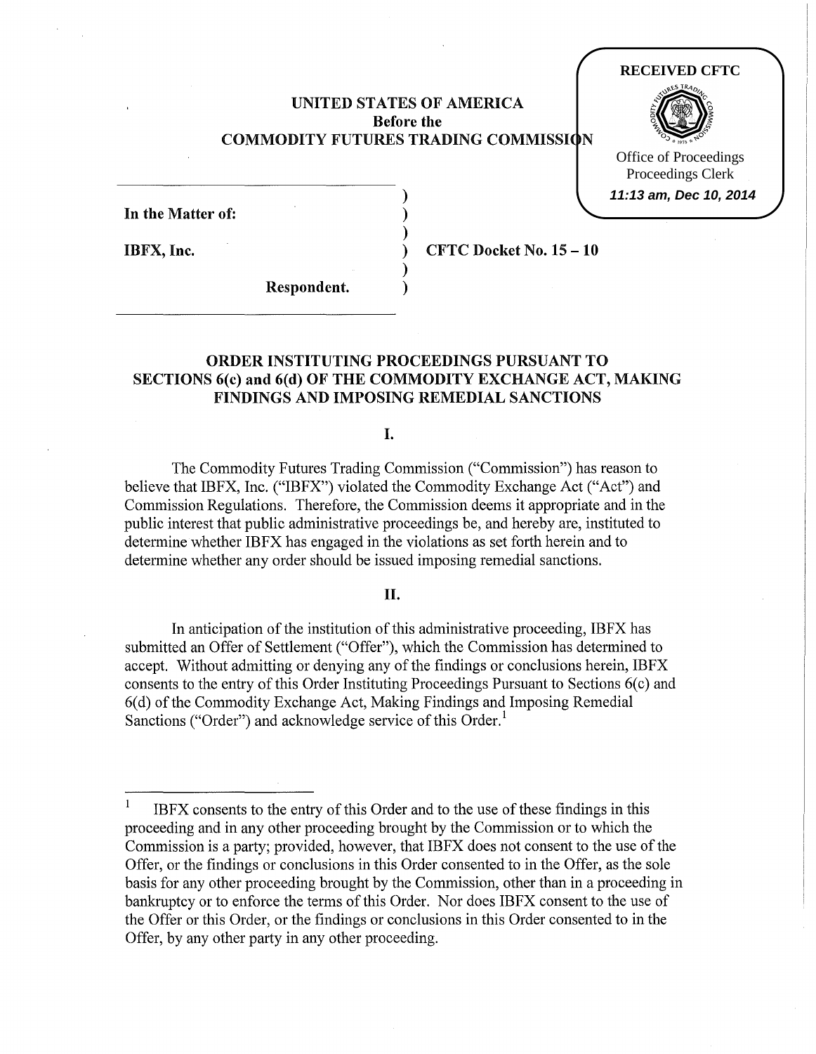RECEIVED CFTC

Office of Proceedings
Proceedings Clerk
11:13 am, Dec 10, 2014

# UNITED STATES OF AMERICA
## Before the
## COMMODITY FUTURES TRADING COMMISSION

**In the Matter of:**

**IBFX, Inc.**

**Respondent.**

**CFTC Docket No. 15 – 10**

## ORDER INSTITUTING PROCEEDINGS PURSUANT TO SECTIONS 6(c) and 6(d) OF THE COMMODITY EXCHANGE ACT, MAKING FINDINGS AND IMPOSING REMEDIAL SANCTIONS

### I.

The Commodity Futures Trading Commission ("Commission") has reason to believe that IBFX, Inc. ("IBFX") violated the Commodity Exchange Act ("Act") and Commission Regulations. Therefore, the Commission deems it appropriate and in the public interest that public administrative proceedings be, and hereby are, instituted to determine whether IBFX has engaged in the violations as set forth herein and to determine whether any order should be issued imposing remedial sanctions.

### II.

In anticipation of the institution of this administrative proceeding, IBFX has submitted an Offer of Settlement ("Offer"), which the Commission has determined to accept. Without admitting or denying any of the findings or conclusions herein, IBFX consents to the entry of this Order Instituting Proceedings Pursuant to Sections 6(c) and 6(d) of the Commodity Exchange Act, Making Findings and Imposing Remedial Sanctions ("Order") and acknowledge service of this Order.[1]

[1] IBFX consents to the entry of this Order and to the use of these findings in this proceeding and in any other proceeding brought by the Commission or to which the Commission is a party; provided, however, that IBFX does not consent to the use of the Offer, or the findings or conclusions in this Order consented to in the Offer, as the sole basis for any other proceeding brought by the Commission, other than in a proceeding in bankruptcy or to enforce the terms of this Order. Nor does IBFX consent to the use of the Offer or this Order, or the findings or conclusions in this Order consented to in the Offer, by any other party in any other proceeding.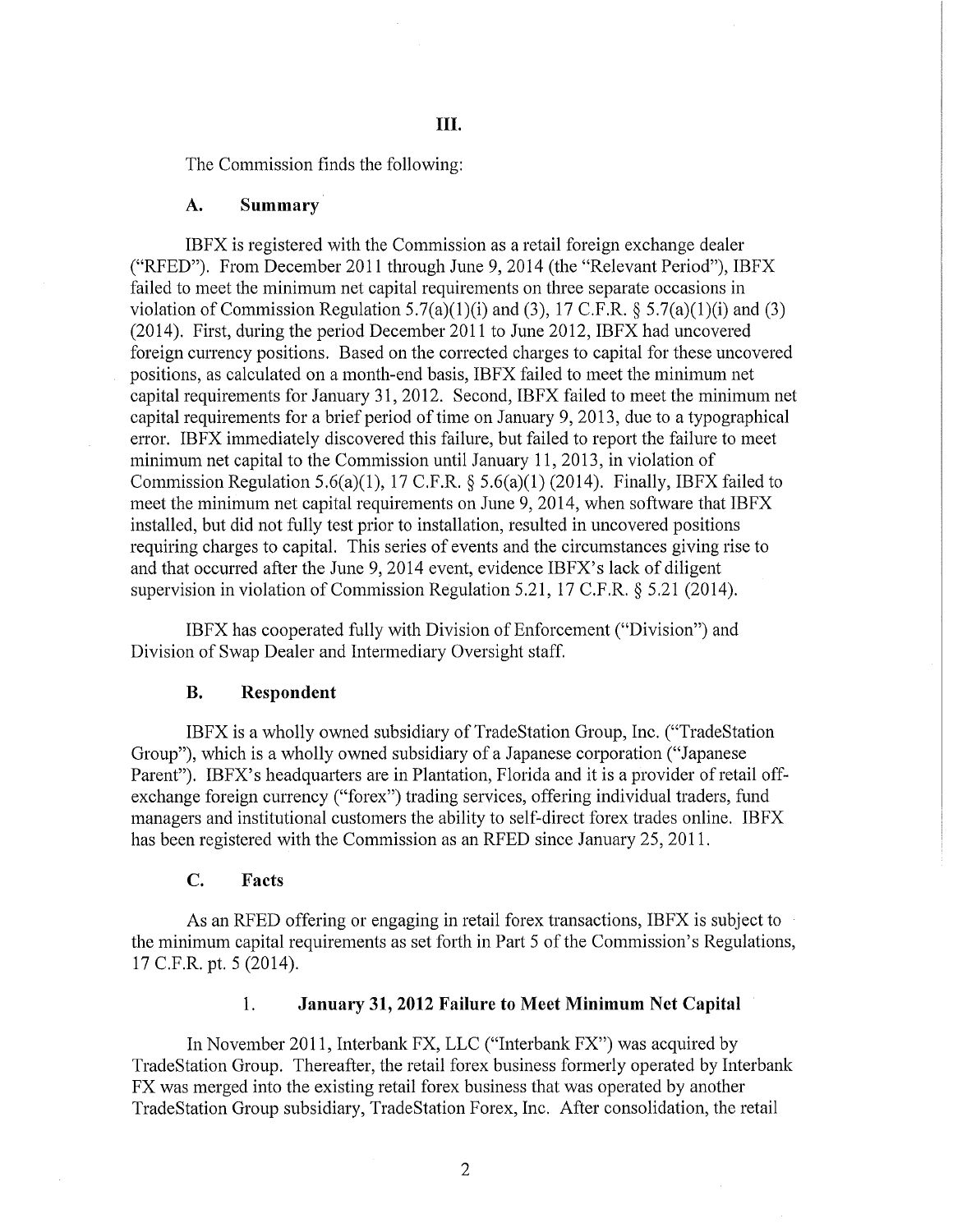## III.

The Commission finds the following:

### A. Summary

IBFX is registered with the Commission as a retail foreign exchange dealer ("RFED"). From December 2011 through June 9, 2014 (the "Relevant Period"), IBFX failed to meet the minimum net capital requirements on three separate occasions in violation of Commission Regulation 5.7(a)(1)(i) and (3), 17 C.F.R. § 5.7(a)(1)(i) and (3) (2014). First, during the period December 2011 to June 2012, IBFX had uncovered foreign currency positions. Based on the corrected charges to capital for these uncovered positions, as calculated on a month-end basis, IBFX failed to meet the minimum net capital requirements for January 31, 2012. Second, IBFX failed to meet the minimum net capital requirements for a brief period of time on January 9, 2013, due to a typographical error. IBFX immediately discovered this failure, but failed to report the failure to meet minimum net capital to the Commission until January 11, 2013, in violation of Commission Regulation 5.6(a)(1), 17 C.F.R. § 5.6(a)(1) (2014). Finally, IBFX failed to meet the minimum net capital requirements on June 9, 2014, when software that IBFX installed, but did not fully test prior to installation, resulted in uncovered positions requiring charges to capital. This series of events and the circumstances giving rise to and that occurred after the June 9, 2014 event, evidence IBFX's lack of diligent supervision in violation of Commission Regulation 5.21, 17 C.F.R. § 5.21 (2014).

IBFX has cooperated fully with Division of Enforcement ("Division") and Division of Swap Dealer and Intermediary Oversight staff.

### B. Respondent

IBFX is a wholly owned subsidiary of TradeStation Group, Inc. ("TradeStation Group"), which is a wholly owned subsidiary of a Japanese corporation ("Japanese Parent"). IBFX's headquarters are in Plantation, Florida and it is a provider of retail off-exchange foreign currency ("forex") trading services, offering individual traders, fund managers and institutional customers the ability to self-direct forex trades online. IBFX has been registered with the Commission as an RFED since January 25, 2011.

### C. Facts

As an RFED offering or engaging in retail forex transactions, IBFX is subject to the minimum capital requirements as set forth in Part 5 of the Commission's Regulations, 17 C.F.R. pt. 5 (2014).

#### 1. January 31, 2012 Failure to Meet Minimum Net Capital

In November 2011, Interbank FX, LLC ("Interbank FX") was acquired by TradeStation Group. Thereafter, the retail forex business formerly operated by Interbank FX was merged into the existing retail forex business that was operated by another TradeStation Group subsidiary, TradeStation Forex, Inc. After consolidation, the retail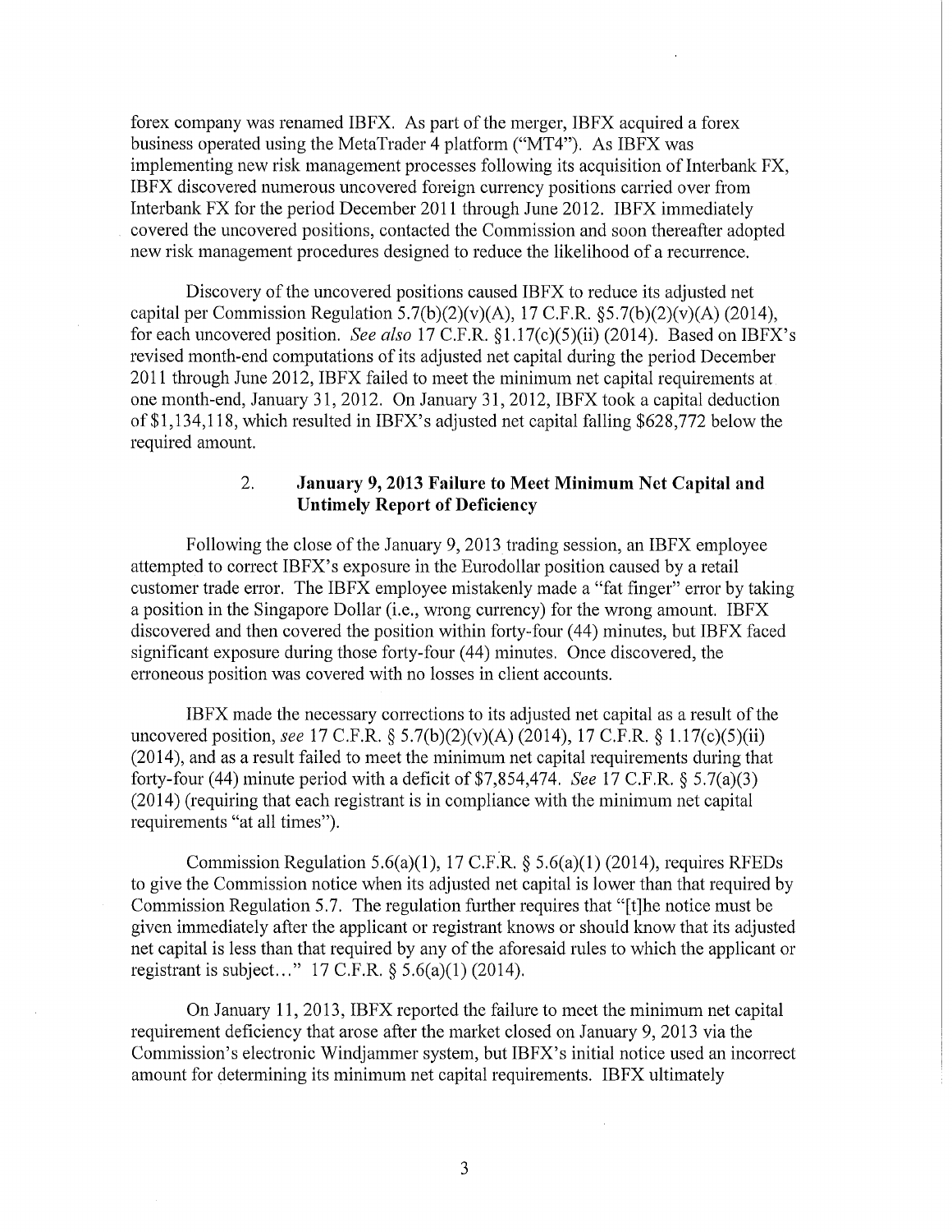forex company was renamed IBFX. As part of the merger, IBFX acquired a forex business operated using the MetaTrader 4 platform ("MT4"). As IBFX was implementing new risk management processes following its acquisition of Interbank FX, IBFX discovered numerous uncovered foreign currency positions carried over from Interbank FX for the period December 2011 through June 2012. IBFX immediately covered the uncovered positions, contacted the Commission and soon thereafter adopted new risk management procedures designed to reduce the likelihood of a recurrence.

Discovery of the uncovered positions caused IBFX to reduce its adjusted net capital per Commission Regulation 5.7(b)(2)(v)(A), 17 C.F.R. §5.7(b)(2)(v)(A) (2014), for each uncovered position. *See also* 17 C.F.R. §1.17(c)(5)(ii) (2014). Based on IBFX's revised month-end computations of its adjusted net capital during the period December 2011 through June 2012, IBFX failed to meet the minimum net capital requirements at one month-end, January 31, 2012. On January 31, 2012, IBFX took a capital deduction of $1,134,118, which resulted in IBFX's adjusted net capital falling $628,772 below the required amount.

### 2. January 9, 2013 Failure to Meet Minimum Net Capital and Untimely Report of Deficiency

Following the close of the January 9, 2013 trading session, an IBFX employee attempted to correct IBFX's exposure in the Eurodollar position caused by a retail customer trade error. The IBFX employee mistakenly made a "fat finger" error by taking a position in the Singapore Dollar (i.e., wrong currency) for the wrong amount. IBFX discovered and then covered the position within forty-four (44) minutes, but IBFX faced significant exposure during those forty-four (44) minutes. Once discovered, the erroneous position was covered with no losses in client accounts.

IBFX made the necessary corrections to its adjusted net capital as a result of the uncovered position, *see* 17 C.F.R. § 5.7(b)(2)(v)(A) (2014), 17 C.F.R. § 1.17(c)(5)(ii) (2014), and as a result failed to meet the minimum net capital requirements during that forty-four (44) minute period with a deficit of $7,854,474. *See* 17 C.F.R. § 5.7(a)(3) (2014) (requiring that each registrant is in compliance with the minimum net capital requirements "at all times").

Commission Regulation 5.6(a)(1), 17 C.F.R. § 5.6(a)(1) (2014), requires RFEDs to give the Commission notice when its adjusted net capital is lower than that required by Commission Regulation 5.7. The regulation further requires that "[t]he notice must be given immediately after the applicant or registrant knows or should know that its adjusted net capital is less than that required by any of the aforesaid rules to which the applicant or registrant is subject..." 17 C.F.R. § 5.6(a)(1) (2014).

On January 11, 2013, IBFX reported the failure to meet the minimum net capital requirement deficiency that arose after the market closed on January 9, 2013 via the Commission's electronic Windjammer system, but IBFX's initial notice used an incorrect amount for determining its minimum net capital requirements. IBFX ultimately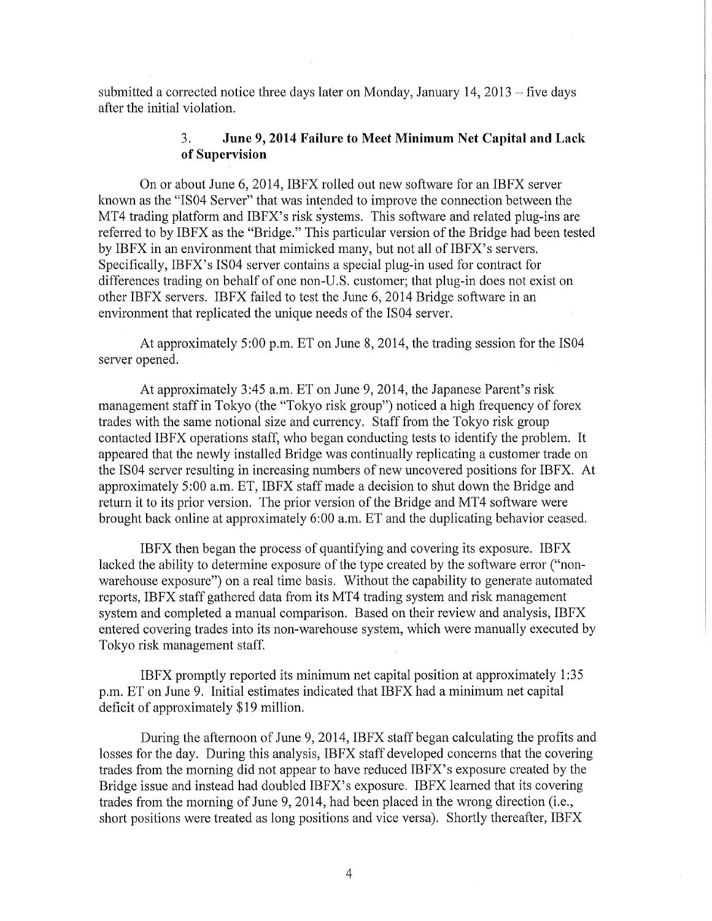submitted a corrected notice three days later on Monday, January 14, 2013 – five days after the initial violation.

### 3. June 9, 2014 Failure to Meet Minimum Net Capital and Lack of Supervision

On or about June 6, 2014, IBFX rolled out new software for an IBFX server known as the "IS04 Server" that was intended to improve the connection between the MT4 trading platform and IBFX's risk systems. This software and related plug-ins are referred to by IBFX as the "Bridge." This particular version of the Bridge had been tested by IBFX in an environment that mimicked many, but not all of IBFX's servers. Specifically, IBFX's IS04 server contains a special plug-in used for contract for differences trading on behalf of one non-U.S. customer; that plug-in does not exist on other IBFX servers. IBFX failed to test the June 6, 2014 Bridge software in an environment that replicated the unique needs of the IS04 server.

At approximately 5:00 p.m. ET on June 8, 2014, the trading session for the IS04 server opened.

At approximately 3:45 a.m. ET on June 9, 2014, the Japanese Parent's risk management staff in Tokyo (the "Tokyo risk group") noticed a high frequency of forex trades with the same notional size and currency. Staff from the Tokyo risk group contacted IBFX operations staff, who began conducting tests to identify the problem. It appeared that the newly installed Bridge was continually replicating a customer trade on the IS04 server resulting in increasing numbers of new uncovered positions for IBFX. At approximately 5:00 a.m. ET, IBFX staff made a decision to shut down the Bridge and return it to its prior version. The prior version of the Bridge and MT4 software were brought back online at approximately 6:00 a.m. ET and the duplicating behavior ceased.

IBFX then began the process of quantifying and covering its exposure. IBFX lacked the ability to determine exposure of the type created by the software error ("non-warehouse exposure") on a real time basis. Without the capability to generate automated reports, IBFX staff gathered data from its MT4 trading system and risk management system and completed a manual comparison. Based on their review and analysis, IBFX entered covering trades into its non-warehouse system, which were manually executed by Tokyo risk management staff.

IBFX promptly reported its minimum net capital position at approximately 1:35 p.m. ET on June 9. Initial estimates indicated that IBFX had a minimum net capital deficit of approximately $19 million.

During the afternoon of June 9, 2014, IBFX staff began calculating the profits and losses for the day. During this analysis, IBFX staff developed concerns that the covering trades from the morning did not appear to have reduced IBFX's exposure created by the Bridge issue and instead had doubled IBFX's exposure. IBFX learned that its covering trades from the morning of June 9, 2014, had been placed in the wrong direction (i.e., short positions were treated as long positions and vice versa). Shortly thereafter, IBFX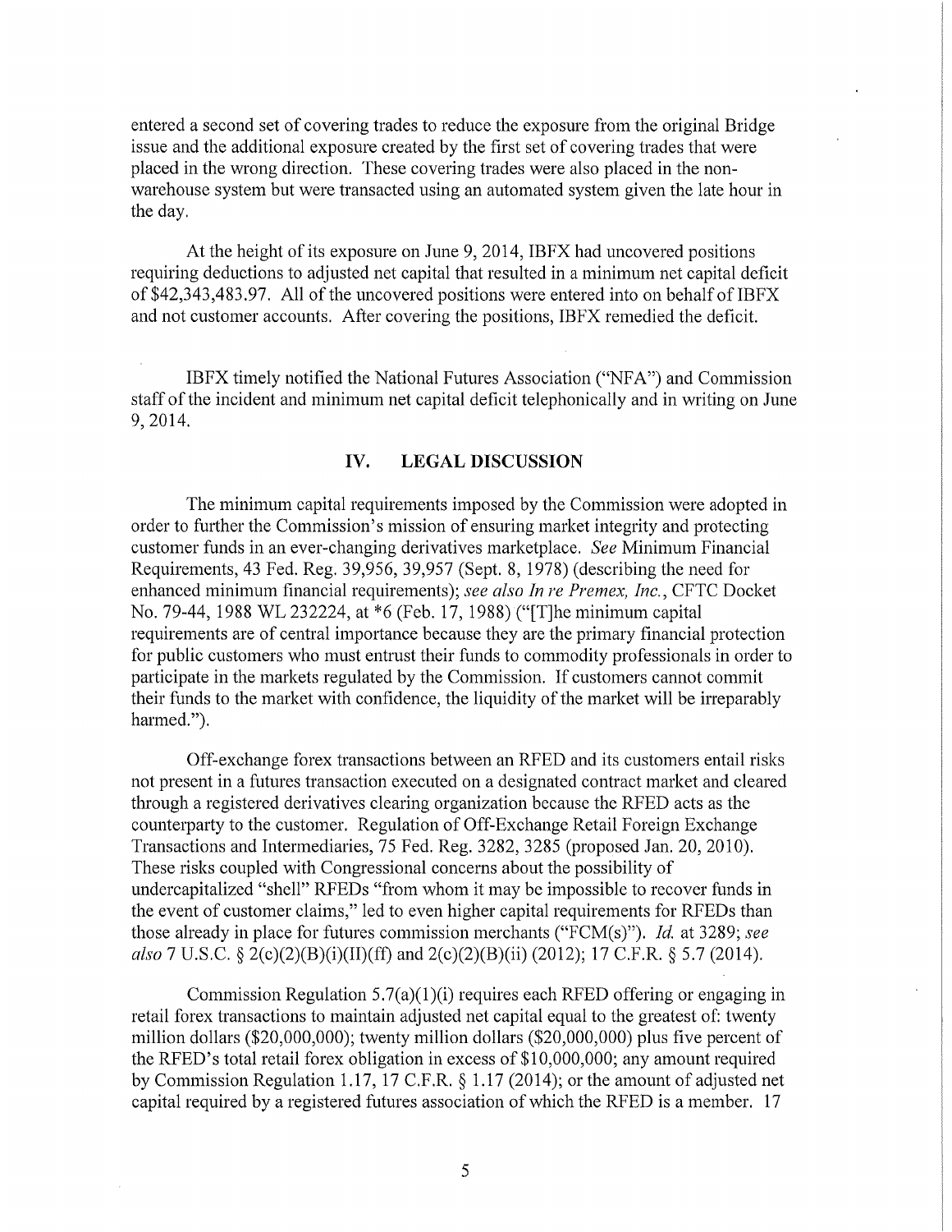entered a second set of covering trades to reduce the exposure from the original Bridge issue and the additional exposure created by the first set of covering trades that were placed in the wrong direction. These covering trades were also placed in the non-warehouse system but were transacted using an automated system given the late hour in the day.

At the height of its exposure on June 9, 2014, IBFX had uncovered positions requiring deductions to adjusted net capital that resulted in a minimum net capital deficit of $42,343,483.97. All of the uncovered positions were entered into on behalf of IBFX and not customer accounts. After covering the positions, IBFX remedied the deficit.

IBFX timely notified the National Futures Association ("NFA") and Commission staff of the incident and minimum net capital deficit telephonically and in writing on June 9, 2014.

## IV. LEGAL DISCUSSION

The minimum capital requirements imposed by the Commission were adopted in order to further the Commission's mission of ensuring market integrity and protecting customer funds in an ever-changing derivatives marketplace. *See* Minimum Financial Requirements, 43 Fed. Reg. 39,956, 39,957 (Sept. 8, 1978) (describing the need for enhanced minimum financial requirements); *see also In re Premex, Inc.*, CFTC Docket No. 79-44, 1988 WL 232224, at *6 (Feb. 17, 1988) ("[T]he minimum capital requirements are of central importance because they are the primary financial protection for public customers who must entrust their funds to commodity professionals in order to participate in the markets regulated by the Commission. If customers cannot commit their funds to the market with confidence, the liquidity of the market will be irreparably harmed.").

Off-exchange forex transactions between an RFED and its customers entail risks not present in a futures transaction executed on a designated contract market and cleared through a registered derivatives clearing organization because the RFED acts as the counterparty to the customer. Regulation of Off-Exchange Retail Foreign Exchange Transactions and Intermediaries, 75 Fed. Reg. 3282, 3285 (proposed Jan. 20, 2010). These risks coupled with Congressional concerns about the possibility of undercapitalized "shell" RFEDs "from whom it may be impossible to recover funds in the event of customer claims," led to even higher capital requirements for RFEDs than those already in place for futures commission merchants ("FCM(s)"). *Id.* at 3289; *see also* 7 U.S.C. § 2(c)(2)(B)(i)(II)(ff) and 2(c)(2)(B)(ii) (2012); 17 C.F.R. § 5.7 (2014).

Commission Regulation 5.7(a)(1)(i) requires each RFED offering or engaging in retail forex transactions to maintain adjusted net capital equal to the greatest of: twenty million dollars ($20,000,000); twenty million dollars ($20,000,000) plus five percent of the RFED's total retail forex obligation in excess of $10,000,000; any amount required by Commission Regulation 1.17, 17 C.F.R. § 1.17 (2014); or the amount of adjusted net capital required by a registered futures association of which the RFED is a member. 17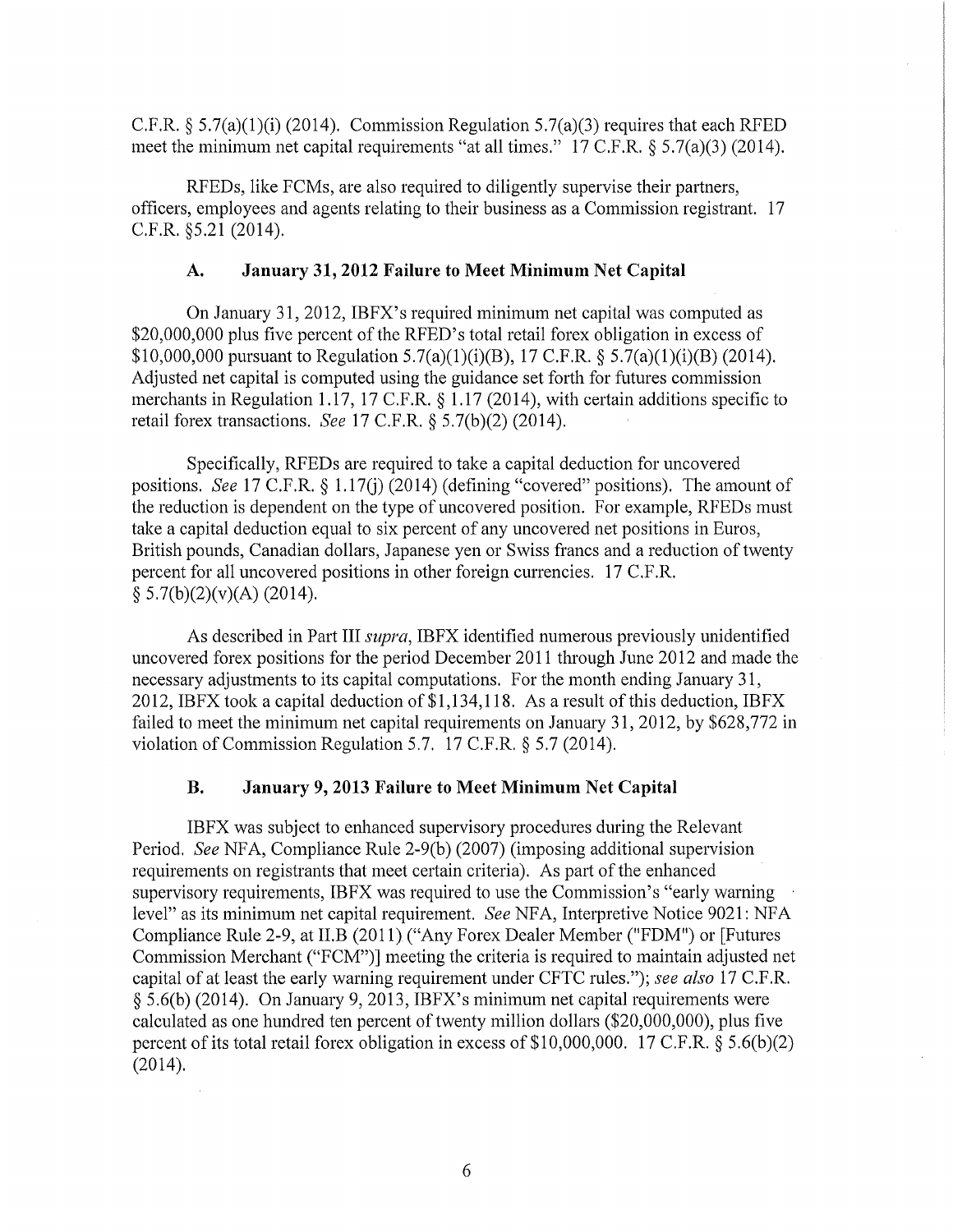C.F.R. § 5.7(a)(1)(i) (2014). Commission Regulation 5.7(a)(3) requires that each RFED meet the minimum net capital requirements "at all times." 17 C.F.R. § 5.7(a)(3) (2014).

RFEDs, like FCMs, are also required to diligently supervise their partners, officers, employees and agents relating to their business as a Commission registrant. 17 C.F.R. §5.21 (2014).

### A. January 31, 2012 Failure to Meet Minimum Net Capital

On January 31, 2012, IBFX's required minimum net capital was computed as \$20,000,000 plus five percent of the RFED's total retail forex obligation in excess of \$10,000,000 pursuant to Regulation 5.7(a)(1)(i)(B), 17 C.F.R. § 5.7(a)(1)(i)(B) (2014). Adjusted net capital is computed using the guidance set forth for futures commission merchants in Regulation 1.17, 17 C.F.R. § 1.17 (2014), with certain additions specific to retail forex transactions. *See* 17 C.F.R. § 5.7(b)(2) (2014).

Specifically, RFEDs are required to take a capital deduction for uncovered positions. *See* 17 C.F.R. § 1.17(j) (2014) (defining "covered" positions). The amount of the reduction is dependent on the type of uncovered position. For example, RFEDs must take a capital deduction equal to six percent of any uncovered net positions in Euros, British pounds, Canadian dollars, Japanese yen or Swiss francs and a reduction of twenty percent for all uncovered positions in other foreign currencies. 17 C.F.R. § 5.7(b)(2)(v)(A) (2014).

As described in Part III *supra*, IBFX identified numerous previously unidentified uncovered forex positions for the period December 2011 through June 2012 and made the necessary adjustments to its capital computations. For the month ending January 31, 2012, IBFX took a capital deduction of \$1,134,118. As a result of this deduction, IBFX failed to meet the minimum net capital requirements on January 31, 2012, by \$628,772 in violation of Commission Regulation 5.7. 17 C.F.R. § 5.7 (2014).

### B. January 9, 2013 Failure to Meet Minimum Net Capital

IBFX was subject to enhanced supervisory procedures during the Relevant Period. *See* NFA, Compliance Rule 2-9(b) (2007) (imposing additional supervision requirements on registrants that meet certain criteria). As part of the enhanced supervisory requirements, IBFX was required to use the Commission's "early warning level" as its minimum net capital requirement. *See* NFA, Interpretive Notice 9021: NFA Compliance Rule 2-9, at II.B (2011) ("Any Forex Dealer Member ("FDM") or [Futures Commission Merchant ("FCM")] meeting the criteria is required to maintain adjusted net capital of at least the early warning requirement under CFTC rules."); *see also* 17 C.F.R. § 5.6(b) (2014). On January 9, 2013, IBFX's minimum net capital requirements were calculated as one hundred ten percent of twenty million dollars (\$20,000,000), plus five percent of its total retail forex obligation in excess of \$10,000,000. 17 C.F.R. § 5.6(b)(2) (2014).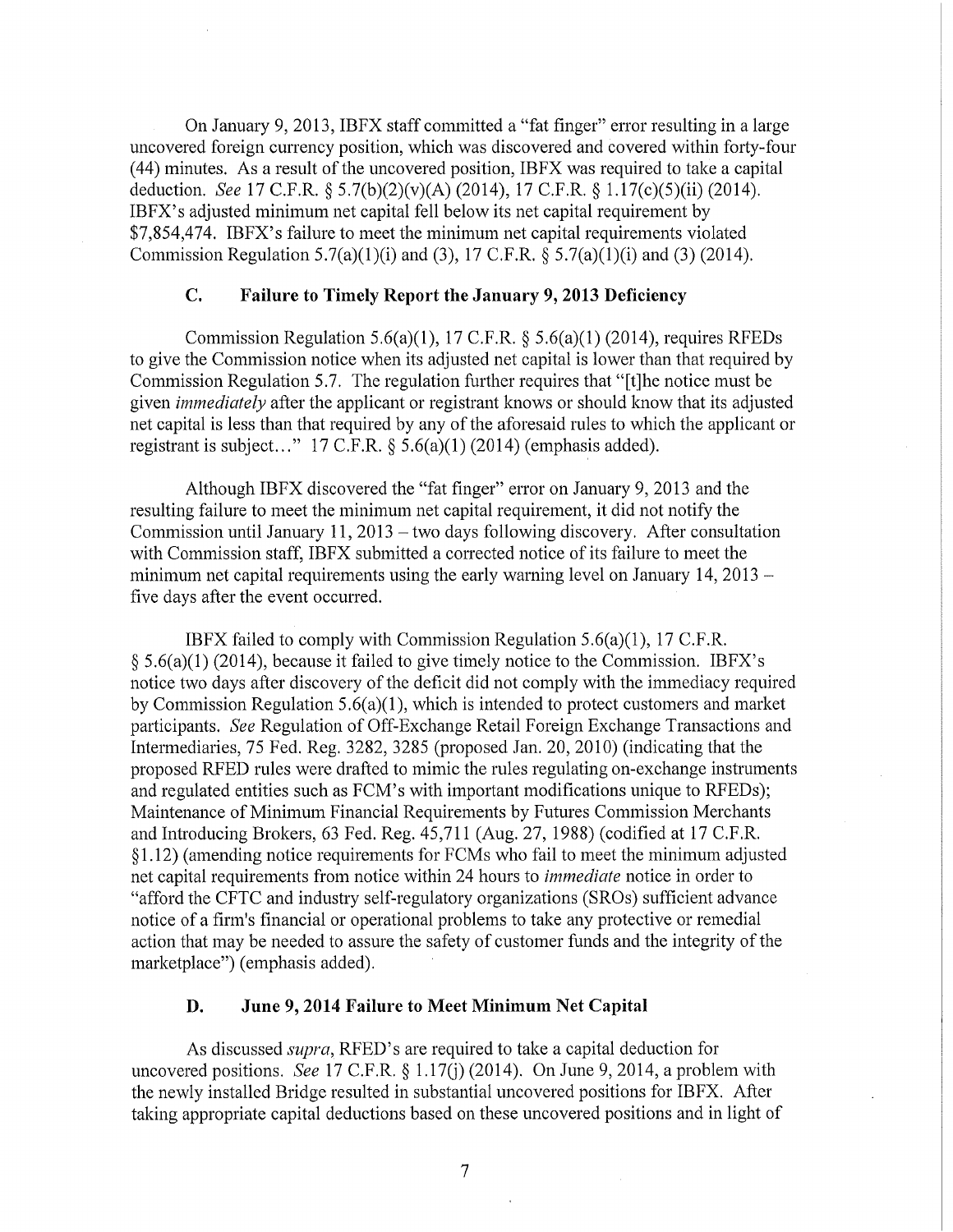On January 9, 2013, IBFX staff committed a "fat finger" error resulting in a large uncovered foreign currency position, which was discovered and covered within forty-four (44) minutes. As a result of the uncovered position, IBFX was required to take a capital deduction. *See* 17 C.F.R. § 5.7(b)(2)(v)(A) (2014), 17 C.F.R. § 1.17(c)(5)(ii) (2014). IBFX's adjusted minimum net capital fell below its net capital requirement by $7,854,474. IBFX's failure to meet the minimum net capital requirements violated Commission Regulation 5.7(a)(1)(i) and (3), 17 C.F.R. § 5.7(a)(1)(i) and (3) (2014).

### C. Failure to Timely Report the January 9, 2013 Deficiency

Commission Regulation 5.6(a)(1), 17 C.F.R. § 5.6(a)(1) (2014), requires RFEDs to give the Commission notice when its adjusted net capital is lower than that required by Commission Regulation 5.7. The regulation further requires that "[t]he notice must be given *immediately* after the applicant or registrant knows or should know that its adjusted net capital is less than that required by any of the aforesaid rules to which the applicant or registrant is subject..." 17 C.F.R. § 5.6(a)(1) (2014) (emphasis added).

Although IBFX discovered the "fat finger" error on January 9, 2013 and the resulting failure to meet the minimum net capital requirement, it did not notify the Commission until January 11, 2013 – two days following discovery. After consultation with Commission staff, IBFX submitted a corrected notice of its failure to meet the minimum net capital requirements using the early warning level on January 14, 2013 – five days after the event occurred.

IBFX failed to comply with Commission Regulation 5.6(a)(1), 17 C.F.R. § 5.6(a)(1) (2014), because it failed to give timely notice to the Commission. IBFX's notice two days after discovery of the deficit did not comply with the immediacy required by Commission Regulation 5.6(a)(1), which is intended to protect customers and market participants. *See* Regulation of Off-Exchange Retail Foreign Exchange Transactions and Intermediaries, 75 Fed. Reg. 3282, 3285 (proposed Jan. 20, 2010) (indicating that the proposed RFED rules were drafted to mimic the rules regulating on-exchange instruments and regulated entities such as FCM's with important modifications unique to RFEDs); Maintenance of Minimum Financial Requirements by Futures Commission Merchants and Introducing Brokers, 63 Fed. Reg. 45,711 (Aug. 27, 1988) (codified at 17 C.F.R. §1.12) (amending notice requirements for FCMs who fail to meet the minimum adjusted net capital requirements from notice within 24 hours to *immediate* notice in order to "afford the CFTC and industry self-regulatory organizations (SROs) sufficient advance notice of a firm's financial or operational problems to take any protective or remedial action that may be needed to assure the safety of customer funds and the integrity of the marketplace") (emphasis added).

### D. June 9, 2014 Failure to Meet Minimum Net Capital

As discussed *supra*, RFED's are required to take a capital deduction for uncovered positions. *See* 17 C.F.R. § 1.17(j) (2014). On June 9, 2014, a problem with the newly installed Bridge resulted in substantial uncovered positions for IBFX. After taking appropriate capital deductions based on these uncovered positions and in light of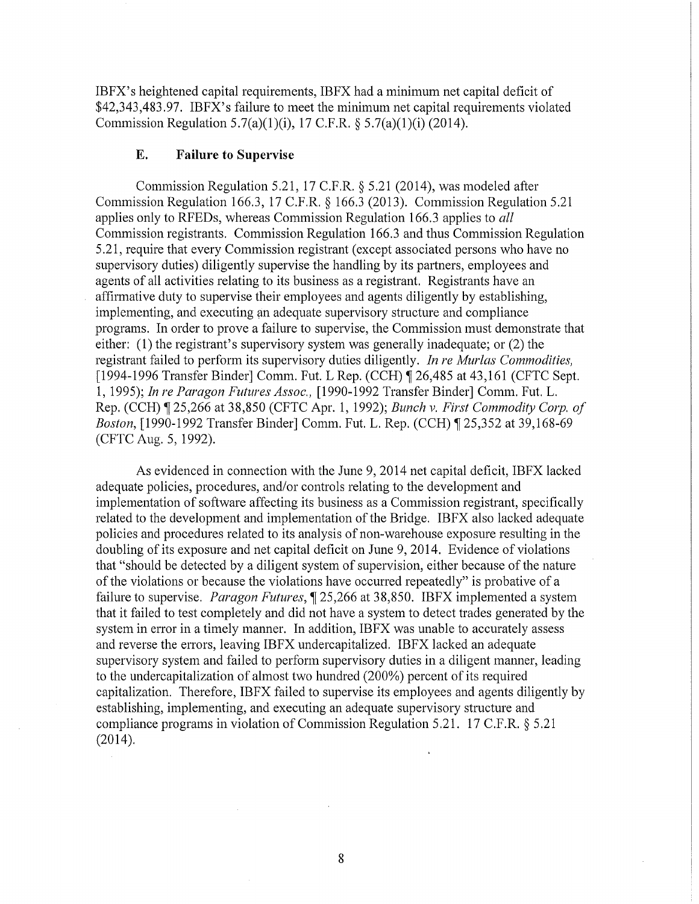IBFX's heightened capital requirements, IBFX had a minimum net capital deficit of $42,343,483.97. IBFX's failure to meet the minimum net capital requirements violated Commission Regulation 5.7(a)(1)(i), 17 C.F.R. § 5.7(a)(1)(i) (2014).

### E. Failure to Supervise

Commission Regulation 5.21, 17 C.F.R. § 5.21 (2014), was modeled after Commission Regulation 166.3, 17 C.F.R. § 166.3 (2013). Commission Regulation 5.21 applies only to RFEDs, whereas Commission Regulation 166.3 applies to *all* Commission registrants. Commission Regulation 166.3 and thus Commission Regulation 5.21, require that every Commission registrant (except associated persons who have no supervisory duties) diligently supervise the handling by its partners, employees and agents of all activities relating to its business as a registrant. Registrants have an affirmative duty to supervise their employees and agents diligently by establishing, implementing, and executing an adequate supervisory structure and compliance programs. In order to prove a failure to supervise, the Commission must demonstrate that either: (1) the registrant's supervisory system was generally inadequate; or (2) the registrant failed to perform its supervisory duties diligently. *In re Murlas Commodities,* [1994-1996 Transfer Binder] Comm. Fut. L Rep. (CCH) ¶ 26,485 at 43,161 (CFTC Sept. 1, 1995); *In re Paragon Futures Assoc.,* [1990-1992 Transfer Binder] Comm. Fut. L. Rep. (CCH) ¶ 25,266 at 38,850 (CFTC Apr. 1, 1992); *Bunch v. First Commodity Corp. of Boston,* [1990-1992 Transfer Binder] Comm. Fut. L. Rep. (CCH) ¶ 25,352 at 39,168-69 (CFTC Aug. 5, 1992).

As evidenced in connection with the June 9, 2014 net capital deficit, IBFX lacked adequate policies, procedures, and/or controls relating to the development and implementation of software affecting its business as a Commission registrant, specifically related to the development and implementation of the Bridge. IBFX also lacked adequate policies and procedures related to its analysis of non-warehouse exposure resulting in the doubling of its exposure and net capital deficit on June 9, 2014. Evidence of violations that "should be detected by a diligent system of supervision, either because of the nature of the violations or because the violations have occurred repeatedly" is probative of a failure to supervise. *Paragon Futures*, ¶ 25,266 at 38,850. IBFX implemented a system that it failed to test completely and did not have a system to detect trades generated by the system in error in a timely manner. In addition, IBFX was unable to accurately assess and reverse the errors, leaving IBFX undercapitalized. IBFX lacked an adequate supervisory system and failed to perform supervisory duties in a diligent manner, leading to the undercapitalization of almost two hundred (200%) percent of its required capitalization. Therefore, IBFX failed to supervise its employees and agents diligently by establishing, implementing, and executing an adequate supervisory structure and compliance programs in violation of Commission Regulation 5.21. 17 C.F.R. § 5.21 (2014).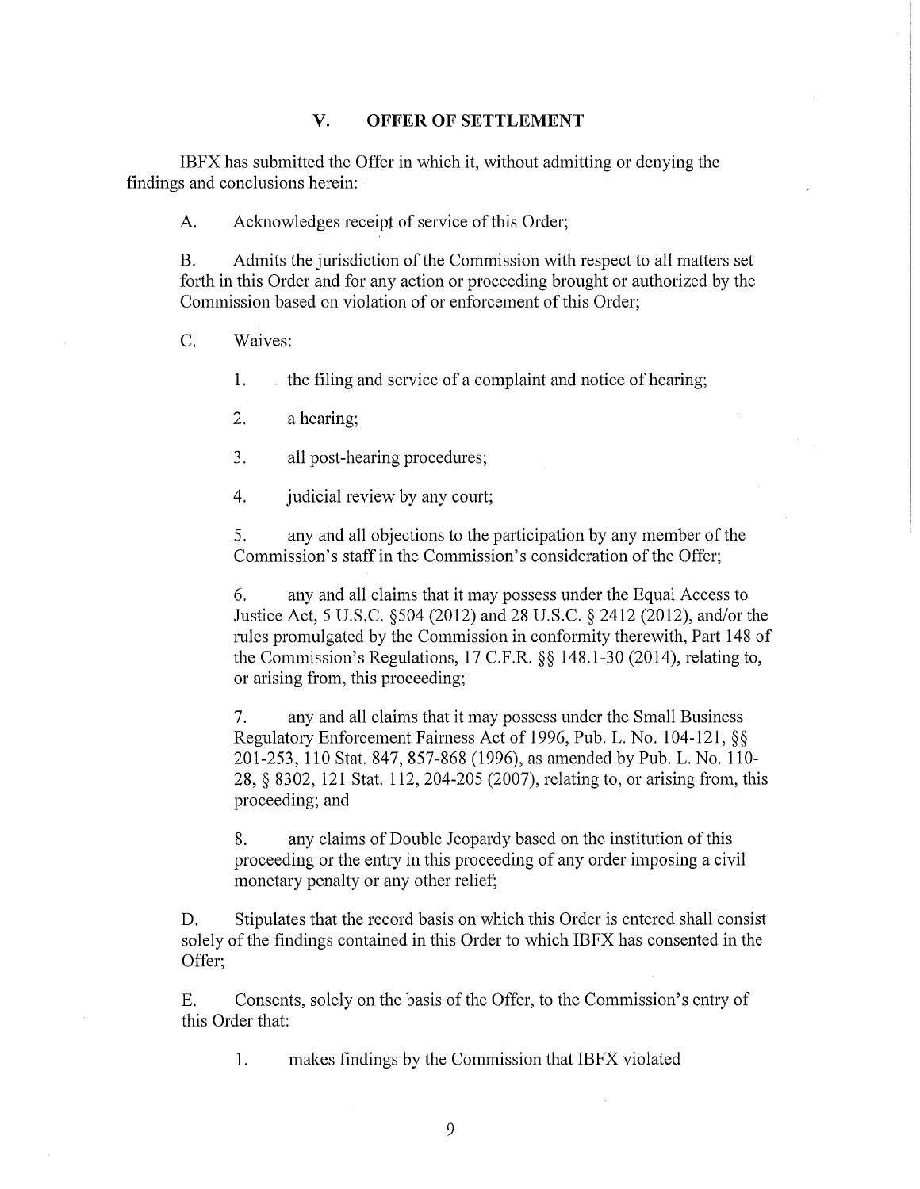## V. OFFER OF SETTLEMENT

IBFX has submitted the Offer in which it, without admitting or denying the findings and conclusions herein:

A. Acknowledges receipt of service of this Order;

B. Admits the jurisdiction of the Commission with respect to all matters set forth in this Order and for any action or proceeding brought or authorized by the Commission based on violation of or enforcement of this Order;

C. Waives:

1. the filing and service of a complaint and notice of hearing;

2. a hearing;

3. all post-hearing procedures;

4. judicial review by any court;

5. any and all objections to the participation by any member of the Commission's staff in the Commission's consideration of the Offer;

6. any and all claims that it may possess under the Equal Access to Justice Act, 5 U.S.C. §504 (2012) and 28 U.S.C. § 2412 (2012), and/or the rules promulgated by the Commission in conformity therewith, Part 148 of the Commission's Regulations, 17 C.F.R. §§ 148.1-30 (2014), relating to, or arising from, this proceeding;

7. any and all claims that it may possess under the Small Business Regulatory Enforcement Fairness Act of 1996, Pub. L. No. 104-121, §§ 201-253, 110 Stat. 847, 857-868 (1996), as amended by Pub. L. No. 110-28, § 8302, 121 Stat. 112, 204-205 (2007), relating to, or arising from, this proceeding; and

8. any claims of Double Jeopardy based on the institution of this proceeding or the entry in this proceeding of any order imposing a civil monetary penalty or any other relief;

D. Stipulates that the record basis on which this Order is entered shall consist solely of the findings contained in this Order to which IBFX has consented in the Offer;

E. Consents, solely on the basis of the Offer, to the Commission's entry of this Order that:

1. makes findings by the Commission that IBFX violated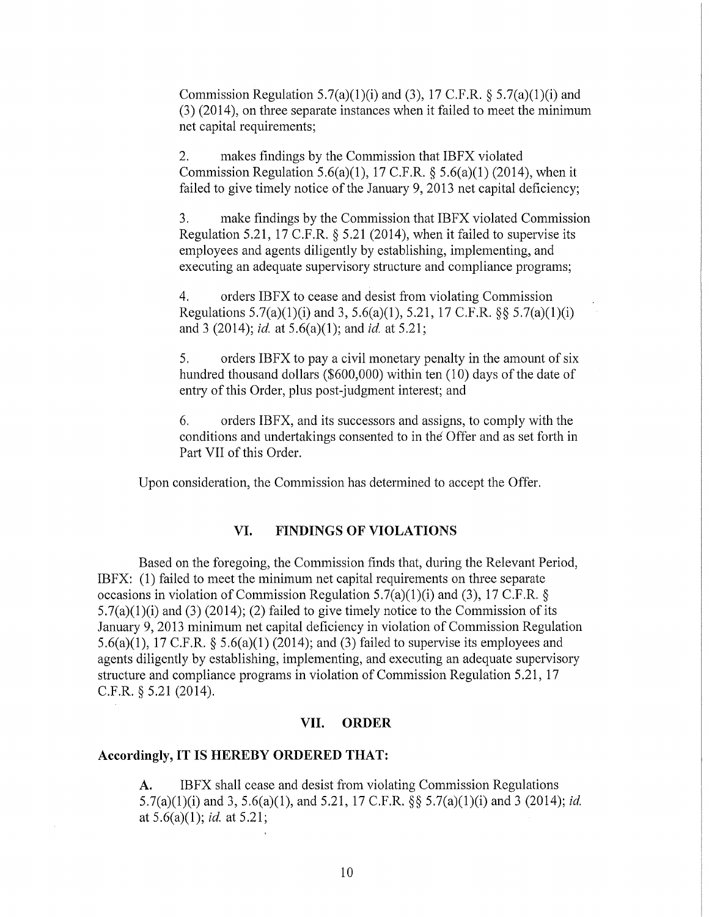Commission Regulation 5.7(a)(1)(i) and (3), 17 C.F.R. § 5.7(a)(1)(i) and (3) (2014), on three separate instances when it failed to meet the minimum net capital requirements;

2. makes findings by the Commission that IBFX violated Commission Regulation 5.6(a)(1), 17 C.F.R. § 5.6(a)(1) (2014), when it failed to give timely notice of the January 9, 2013 net capital deficiency;

3. make findings by the Commission that IBFX violated Commission Regulation 5.21, 17 C.F.R. § 5.21 (2014), when it failed to supervise its employees and agents diligently by establishing, implementing, and executing an adequate supervisory structure and compliance programs;

4. orders IBFX to cease and desist from violating Commission Regulations 5.7(a)(1)(i) and 3, 5.6(a)(1), 5.21, 17 C.F.R. §§ 5.7(a)(1)(i) and 3 (2014); *id.* at 5.6(a)(1); and *id.* at 5.21;

5. orders IBFX to pay a civil monetary penalty in the amount of six hundred thousand dollars ($600,000) within ten (10) days of the date of entry of this Order, plus post-judgment interest; and

6. orders IBFX, and its successors and assigns, to comply with the conditions and undertakings consented to in the Offer and as set forth in Part VII of this Order.

Upon consideration, the Commission has determined to accept the Offer.

## VI. FINDINGS OF VIOLATIONS

Based on the foregoing, the Commission finds that, during the Relevant Period, IBFX: (1) failed to meet the minimum net capital requirements on three separate occasions in violation of Commission Regulation 5.7(a)(1)(i) and (3), 17 C.F.R. § 5.7(a)(1)(i) and (3) (2014); (2) failed to give timely notice to the Commission of its January 9, 2013 minimum net capital deficiency in violation of Commission Regulation 5.6(a)(1), 17 C.F.R. § 5.6(a)(1) (2014); and (3) failed to supervise its employees and agents diligently by establishing, implementing, and executing an adequate supervisory structure and compliance programs in violation of Commission Regulation 5.21, 17 C.F.R. § 5.21 (2014).

## VII. ORDER

**Accordingly, IT IS HEREBY ORDERED THAT:**

**A.** IBFX shall cease and desist from violating Commission Regulations 5.7(a)(1)(i) and 3, 5.6(a)(1), and 5.21, 17 C.F.R. §§ 5.7(a)(1)(i) and 3 (2014); *id.* at 5.6(a)(1); *id.* at 5.21;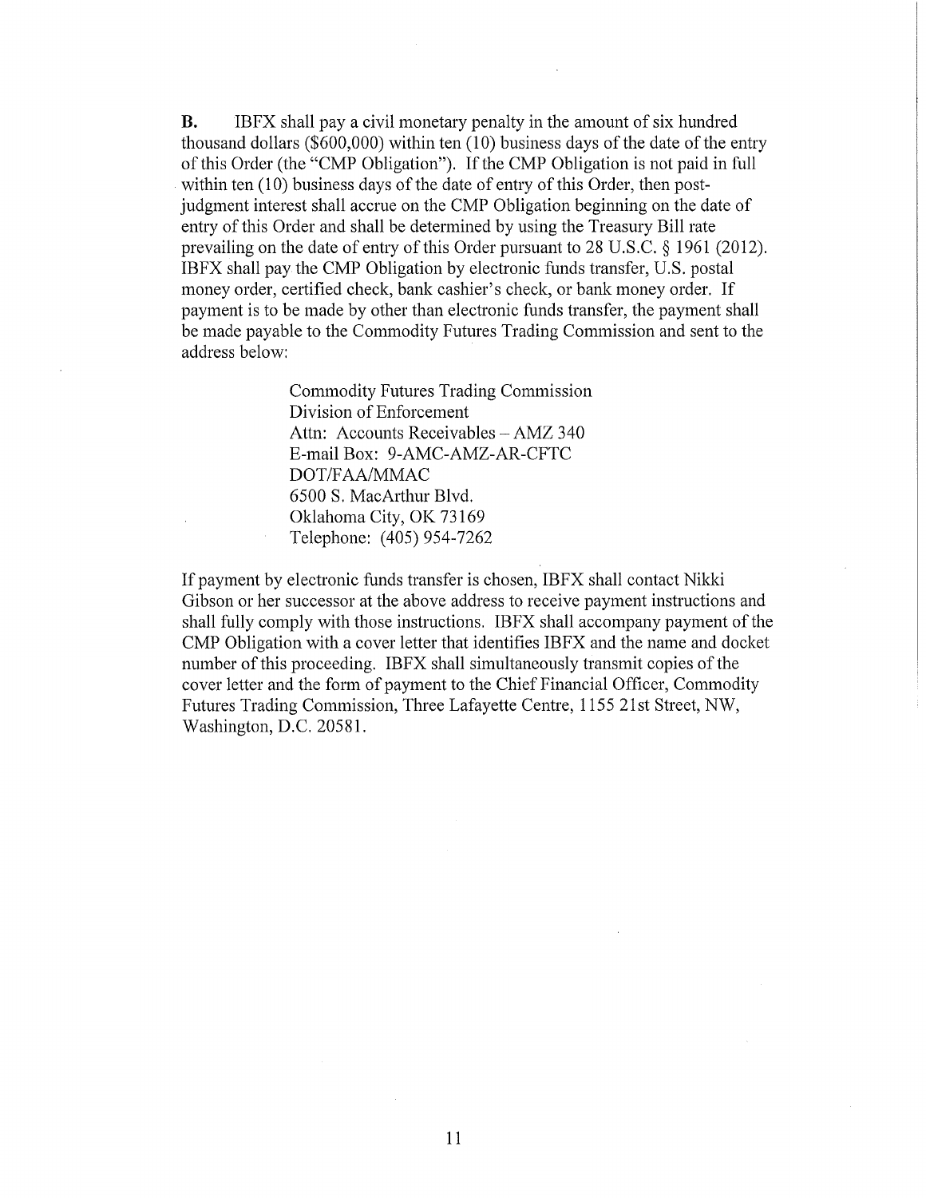**B.** IBFX shall pay a civil monetary penalty in the amount of six hundred thousand dollars ($600,000) within ten (10) business days of the date of the entry of this Order (the "CMP Obligation"). If the CMP Obligation is not paid in full within ten (10) business days of the date of entry of this Order, then post-judgment interest shall accrue on the CMP Obligation beginning on the date of entry of this Order and shall be determined by using the Treasury Bill rate prevailing on the date of entry of this Order pursuant to 28 U.S.C. § 1961 (2012). IBFX shall pay the CMP Obligation by electronic funds transfer, U.S. postal money order, certified check, bank cashier's check, or bank money order. If payment is to be made by other than electronic funds transfer, the payment shall be made payable to the Commodity Futures Trading Commission and sent to the address below:

> Commodity Futures Trading Commission
> Division of Enforcement
> Attn: Accounts Receivables – AMZ 340
> E-mail Box: 9-AMC-AMZ-AR-CFTC
> DOT/FAA/MMAC
> 6500 S. MacArthur Blvd.
> Oklahoma City, OK 73169
> Telephone: (405) 954-7262

If payment by electronic funds transfer is chosen, IBFX shall contact Nikki Gibson or her successor at the above address to receive payment instructions and shall fully comply with those instructions. IBFX shall accompany payment of the CMP Obligation with a cover letter that identifies IBFX and the name and docket number of this proceeding. IBFX shall simultaneously transmit copies of the cover letter and the form of payment to the Chief Financial Officer, Commodity Futures Trading Commission, Three Lafayette Centre, 1155 21st Street, NW, Washington, D.C. 20581.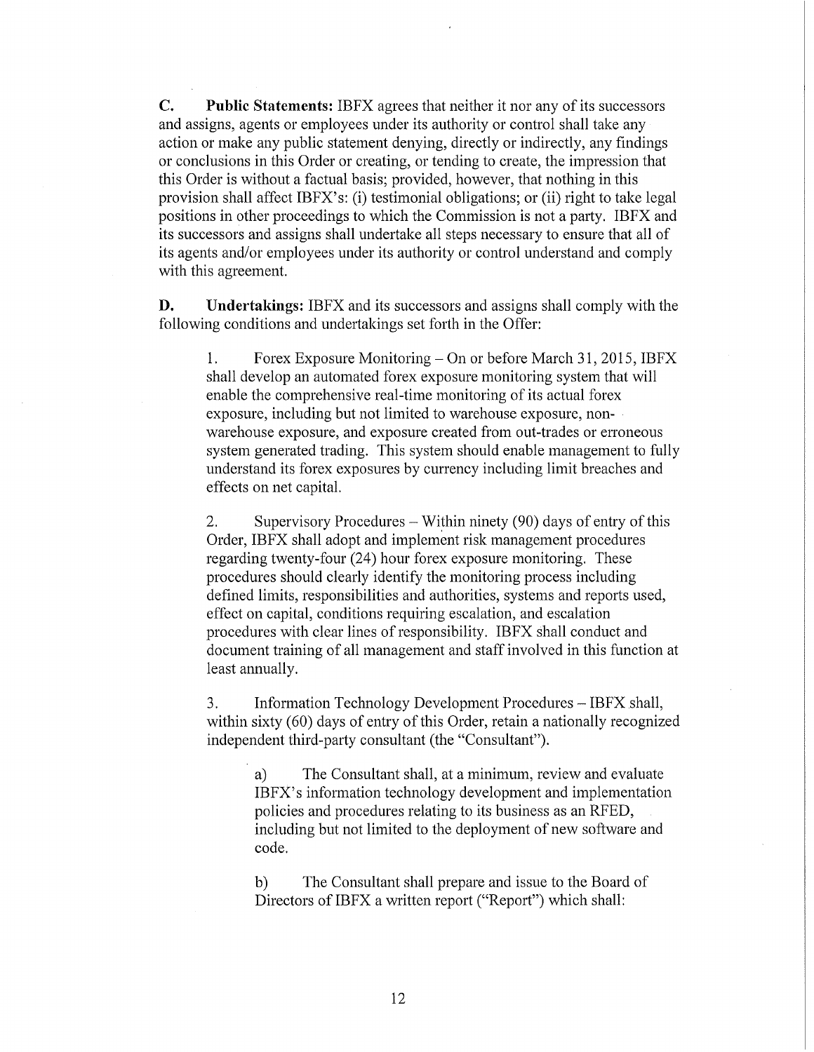**C. Public Statements:** IBFX agrees that neither it nor any of its successors and assigns, agents or employees under its authority or control shall take any action or make any public statement denying, directly or indirectly, any findings or conclusions in this Order or creating, or tending to create, the impression that this Order is without a factual basis; provided, however, that nothing in this provision shall affect IBFX's: (i) testimonial obligations; or (ii) right to take legal positions in other proceedings to which the Commission is not a party. IBFX and its successors and assigns shall undertake all steps necessary to ensure that all of its agents and/or employees under its authority or control understand and comply with this agreement.

**D. Undertakings:** IBFX and its successors and assigns shall comply with the following conditions and undertakings set forth in the Offer:

> 1. Forex Exposure Monitoring – On or before March 31, 2015, IBFX shall develop an automated forex exposure monitoring system that will enable the comprehensive real-time monitoring of its actual forex exposure, including but not limited to warehouse exposure, non-warehouse exposure, and exposure created from out-trades or erroneous system generated trading. This system should enable management to fully understand its forex exposures by currency including limit breaches and effects on net capital.
>
> 2. Supervisory Procedures – Within ninety (90) days of entry of this Order, IBFX shall adopt and implement risk management procedures regarding twenty-four (24) hour forex exposure monitoring. These procedures should clearly identify the monitoring process including defined limits, responsibilities and authorities, systems and reports used, effect on capital, conditions requiring escalation, and escalation procedures with clear lines of responsibility. IBFX shall conduct and document training of all management and staff involved in this function at least annually.
>
> 3. Information Technology Development Procedures – IBFX shall, within sixty (60) days of entry of this Order, retain a nationally recognized independent third-party consultant (the "Consultant").
>
> > a) The Consultant shall, at a minimum, review and evaluate IBFX's information technology development and implementation policies and procedures relating to its business as an RFED, including but not limited to the deployment of new software and code.
> >
> > b) The Consultant shall prepare and issue to the Board of Directors of IBFX a written report ("Report") which shall: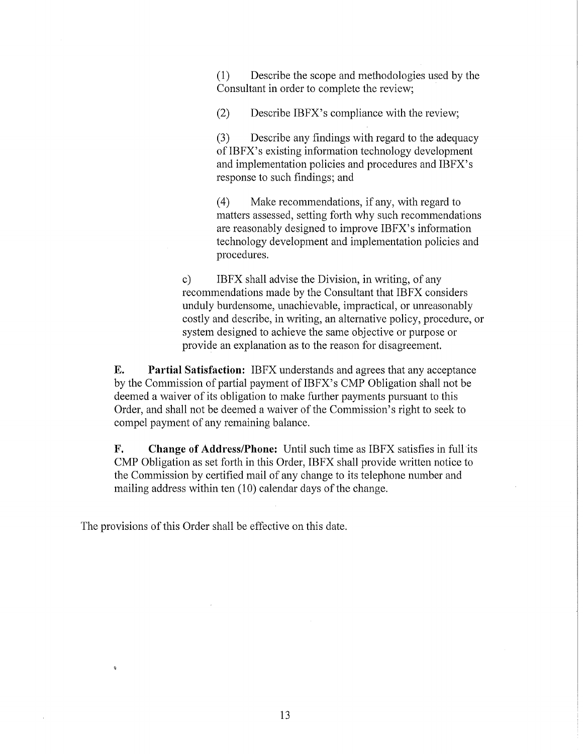(1) Describe the scope and methodologies used by the Consultant in order to complete the review;

(2) Describe IBFX's compliance with the review;

(3) Describe any findings with regard to the adequacy of IBFX's existing information technology development and implementation policies and procedures and IBFX's response to such findings; and

(4) Make recommendations, if any, with regard to matters assessed, setting forth why such recommendations are reasonably designed to improve IBFX's information technology development and implementation policies and procedures.

c) IBFX shall advise the Division, in writing, of any recommendations made by the Consultant that IBFX considers unduly burdensome, unachievable, impractical, or unreasonably costly and describe, in writing, an alternative policy, procedure, or system designed to achieve the same objective or purpose or provide an explanation as to the reason for disagreement.

**E. Partial Satisfaction:** IBFX understands and agrees that any acceptance by the Commission of partial payment of IBFX's CMP Obligation shall not be deemed a waiver of its obligation to make further payments pursuant to this Order, and shall not be deemed a waiver of the Commission's right to seek to compel payment of any remaining balance.

**F. Change of Address/Phone:** Until such time as IBFX satisfies in full its CMP Obligation as set forth in this Order, IBFX shall provide written notice to the Commission by certified mail of any change to its telephone number and mailing address within ten (10) calendar days of the change.

The provisions of this Order shall be effective on this date.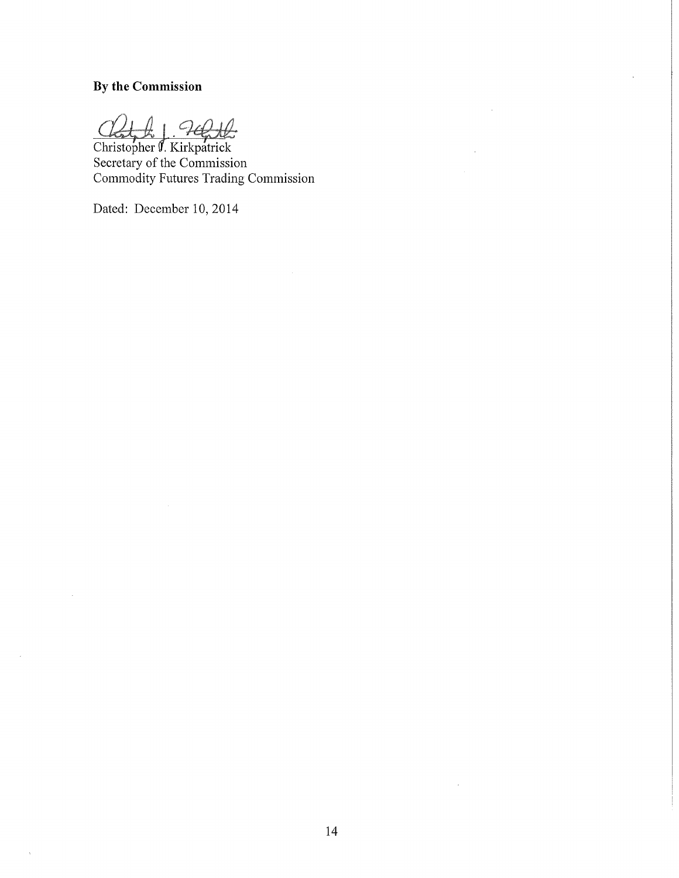**By the Commission**

Christopher J. Kirkpatrick
Secretary of the Commission
Commodity Futures Trading Commission

Dated: December 10, 2014